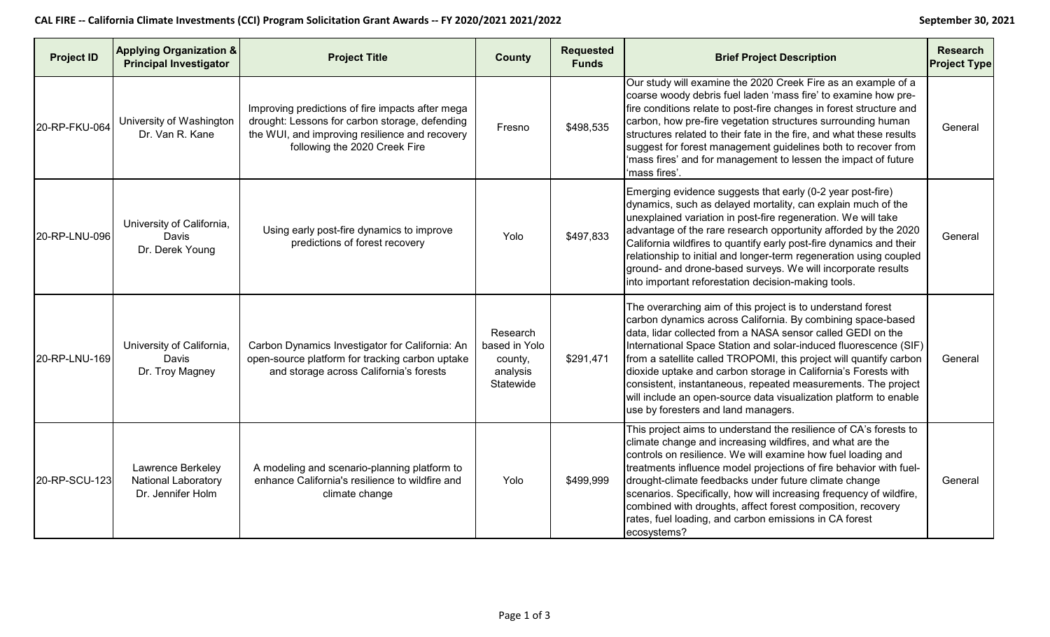# CAL FIRE -- California Climate Investments (CCI) Program Solicitation Grant Awards -- FY 2020/2021 2021/2022

September 30, 2021

| Project ID | Applying Organization & Principal Investigator | Project Title | County | Requested Funds | Brief Project Description | Research Project Type |
|---|---|---|---|---|---|---|
| 20-RP-FKU-064 | University of Washington Dr. Van R. Kane | Improving predictions of fire impacts after mega drought: Lessons for carbon storage, defending the WUI, and improving resilience and recovery following the 2020 Creek Fire | Fresno | $498,535 | Our study will examine the 2020 Creek Fire as an example of a coarse woody debris fuel laden 'mass fire' to examine how pre-fire conditions relate to post-fire changes in forest structure and carbon, how pre-fire vegetation structures surrounding human structures related to their fate in the fire, and what these results suggest for forest management guidelines both to recover from 'mass fires' and for management to lessen the impact of future 'mass fires'. | General |
| 20-RP-LNU-096 | University of California, Davis Dr. Derek Young | Using early post-fire dynamics to improve predictions of forest recovery | Yolo | $497,833 | Emerging evidence suggests that early (0-2 year post-fire) dynamics, such as delayed mortality, can explain much of the unexplained variation in post-fire regeneration. We will take advantage of the rare research opportunity afforded by the 2020 California wildfires to quantify early post-fire dynamics and their relationship to initial and longer-term regeneration using coupled ground- and drone-based surveys. We will incorporate results into important reforestation decision-making tools. | General |
| 20-RP-LNU-169 | University of California, Davis Dr. Troy Magney | Carbon Dynamics Investigator for California: An open-source platform for tracking carbon uptake and storage across California's forests | Research based in Yolo county, analysis Statewide | $291,471 | The overarching aim of this project is to understand forest carbon dynamics across California. By combining space-based data, lidar collected from a NASA sensor called GEDI on the International Space Station and solar-induced fluorescence (SIF) from a satellite called TROPOMI, this project will quantify carbon dioxide uptake and carbon storage in California's Forests with consistent, instantaneous, repeated measurements. The project will include an open-source data visualization platform to enable use by foresters and land managers. | General |
| 20-RP-SCU-123 | Lawrence Berkeley National Laboratory Dr. Jennifer Holm | A modeling and scenario-planning platform to enhance California's resilience to wildfire and climate change | Yolo | $499,999 | This project aims to understand the resilience of CA's forests to climate change and increasing wildfires, and what are the controls on resilience. We will examine how fuel loading and treatments influence model projections of fire behavior with fuel-drought-climate feedbacks under future climate change scenarios. Specifically, how will increasing frequency of wildfire, combined with droughts, affect forest composition, recovery rates, fuel loading, and carbon emissions in CA forest ecosystems? | General |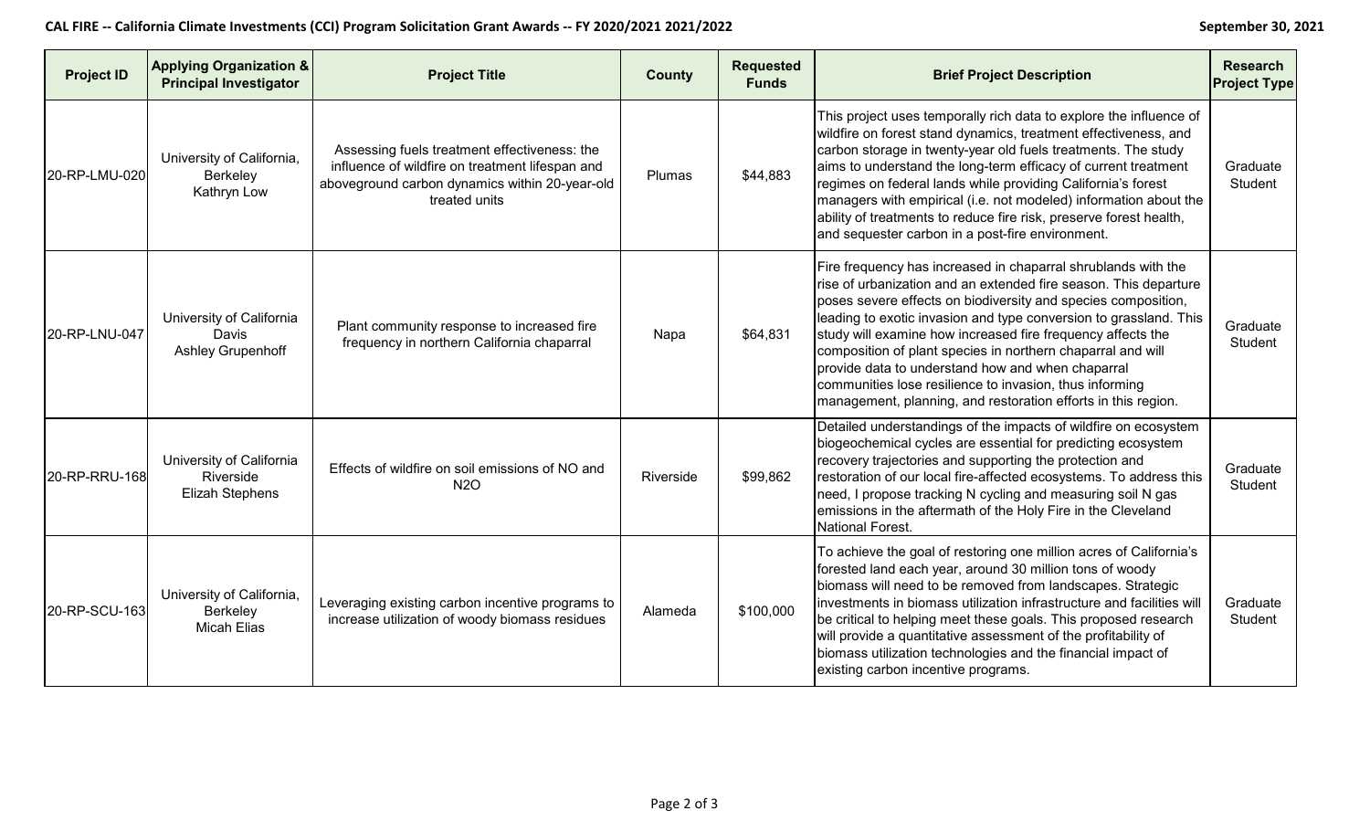| Project ID | Applying Organization & Principal Investigator | Project Title | County | Requested Funds | Brief Project Description | Research Project Type |
|---|---|---|---|---|---|---|
| 20-RP-LMU-020 | University of California, Berkeley Kathryn Low | Assessing fuels treatment effectiveness: the influence of wildfire on treatment lifespan and aboveground carbon dynamics within 20-year-old treated units | Plumas | \$44,883 | This project uses temporally rich data to explore the influence of wildfire on forest stand dynamics, treatment effectiveness, and carbon storage in twenty-year old fuels treatments. The study aims to understand the long-term efficacy of current treatment regimes on federal lands while providing California's forest managers with empirical (i.e. not modeled) information about the ability of treatments to reduce fire risk, preserve forest health, and sequester carbon in a post-fire environment. | Graduate Student |
| 20-RP-LNU-047 | University of California Davis Ashley Grupenhoff | Plant community response to increased fire frequency in northern California chaparral | Napa | \$64,831 | Fire frequency has increased in chaparral shrublands with the rise of urbanization and an extended fire season. This departure poses severe effects on biodiversity and species composition, leading to exotic invasion and type conversion to grassland. This study will examine how increased fire frequency affects the composition of plant species in northern chaparral and will provide data to understand how and when chaparral communities lose resilience to invasion, thus informing management, planning, and restoration efforts in this region. | Graduate Student |
| 20-RP-RRU-168 | University of California Riverside Elizah Stephens | Effects of wildfire on soil emissions of NO and $N_2O$ | Riverside | \$99,862 | Detailed understandings of the impacts of wildfire on ecosystem biogeochemical cycles are essential for predicting ecosystem recovery trajectories and supporting the protection and restoration of our local fire-affected ecosystems. To address this need, I propose tracking N cycling and measuring soil N gas emissions in the aftermath of the Holy Fire in the Cleveland National Forest. | Graduate Student |
| 20-RP-SCU-163 | University of California, Berkeley Micah Elias | Leveraging existing carbon incentive programs to increase utilization of woody biomass residues | Alameda | \$100,000 | To achieve the goal of restoring one million acres of California's forested land each year, around 30 million tons of woody biomass will need to be removed from landscapes. Strategic investments in biomass utilization infrastructure and facilities will be critical to helping meet these goals. This proposed research will provide a quantitative assessment of the profitability of biomass utilization technologies and the financial impact of existing carbon incentive programs. | Graduate Student |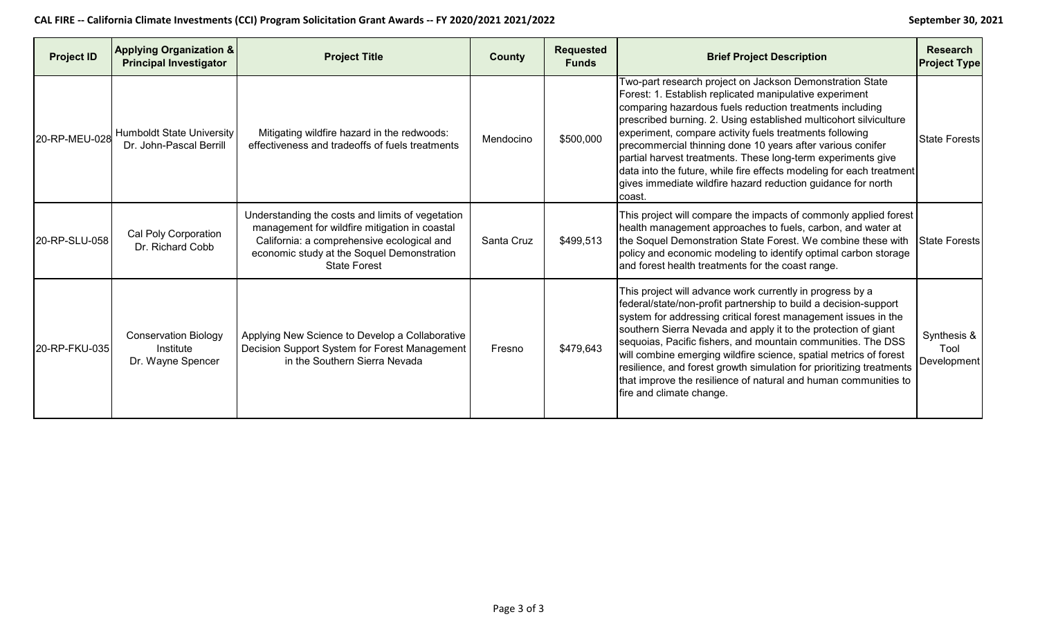| Project ID | Applying Organization & Principal Investigator | Project Title | County | Requested Funds | Brief Project Description | Research Project Type |
|---|---|---|---|---|---|---|
| 20-RP-MEU-028 | Humboldt State University Dr. John-Pascal Berrill | Mitigating wildfire hazard in the redwoods: effectiveness and tradeoffs of fuels treatments | Mendocino | $500,000 | Two-part research project on Jackson Demonstration State Forest: 1. Establish replicated manipulative experiment comparing hazardous fuels reduction treatments including prescribed burning. 2. Using established multicohort silviculture experiment, compare activity fuels treatments following precommercial thinning done 10 years after various conifer partial harvest treatments. These long-term experiments give data into the future, while fire effects modeling for each treatment gives immediate wildfire hazard reduction guidance for north coast. | State Forests |
| 20-RP-SLU-058 | Cal Poly Corporation Dr. Richard Cobb | Understanding the costs and limits of vegetation management for wildfire mitigation in coastal California: a comprehensive ecological and economic study at the Soquel Demonstration State Forest | Santa Cruz | $499,513 | This project will compare the impacts of commonly applied forest health management approaches to fuels, carbon, and water at the Soquel Demonstration State Forest. We combine these with policy and economic modeling to identify optimal carbon storage and forest health treatments for the coast range. | State Forests |
| 20-RP-FKU-035 | Conservation Biology Institute Dr. Wayne Spencer | Applying New Science to Develop a Collaborative Decision Support System for Forest Management in the Southern Sierra Nevada | Fresno | $479,643 | This project will advance work currently in progress by a federal/state/non-profit partnership to build a decision-support system for addressing critical forest management issues in the southern Sierra Nevada and apply it to the protection of giant sequoias, Pacific fishers, and mountain communities. The DSS will combine emerging wildfire science, spatial metrics of forest resilience, and forest growth simulation for prioritizing treatments that improve the resilience of natural and human communities to fire and climate change. | Synthesis & Tool Development |